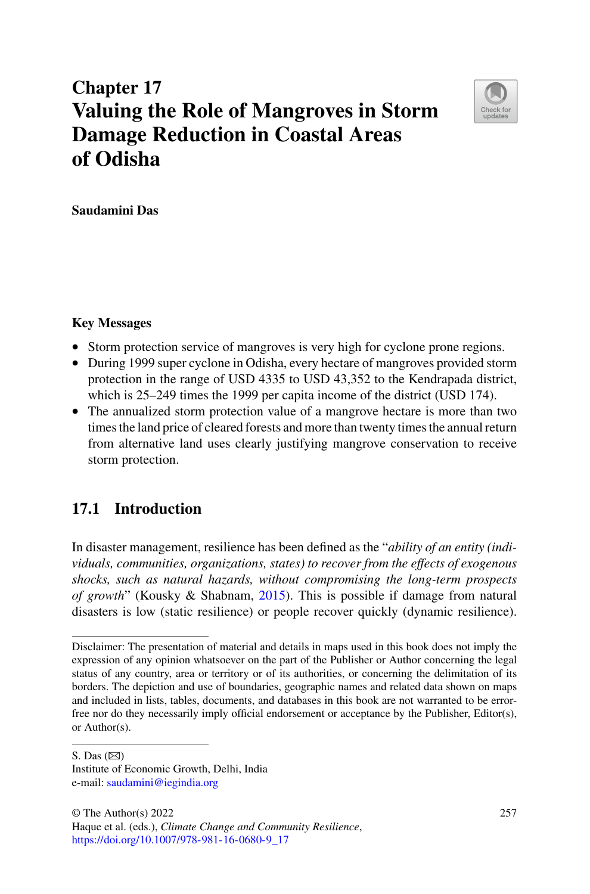# Chapter 17
# Valuing the Role of Mangroves in Storm Damage Reduction in Coastal Areas of Odisha

**Saudamini Das**

**Key Messages**

- Storm protection service of mangroves is very high for cyclone prone regions.
- During 1999 super cyclone in Odisha, every hectare of mangroves provided storm protection in the range of USD 4335 to USD 43,352 to the Kendrapada district, which is 25–249 times the 1999 per capita income of the district (USD 174).
- The annualized storm protection value of a mangrove hectare is more than two times the land price of cleared forests and more than twenty times the annual return from alternative land uses clearly justifying mangrove conservation to receive storm protection.

## 17.1 Introduction

In disaster management, resilience has been defined as the "*ability of an entity (individuals, communities, organizations, states) to recover from the effects of exogenous shocks, such as natural hazards, without compromising the long-term prospects of growth*" (Kousky & Shabnam, 2015). This is possible if damage from natural disasters is low (static resilience) or people recover quickly (dynamic resilience).

---

Disclaimer: The presentation of material and details in maps used in this book does not imply the expression of any opinion whatsoever on the part of the Publisher or Author concerning the legal status of any country, area or territory or of its authorities, or concerning the delimitation of its borders. The depiction and use of boundaries, geographic names and related data shown on maps and included in lists, tables, documents, and databases in this book are not warranted to be error-free nor do they necessarily imply official endorsement or acceptance by the Publisher, Editor(s), or Author(s).

S. Das (✉)
Institute of Economic Growth, Delhi, India
e-mail: saudamini@iegindia.org

© The Author(s) 2022
Haque et al. (eds.), *Climate Change and Community Resilience*,
https://doi.org/10.1007/978-981-16-0680-9_17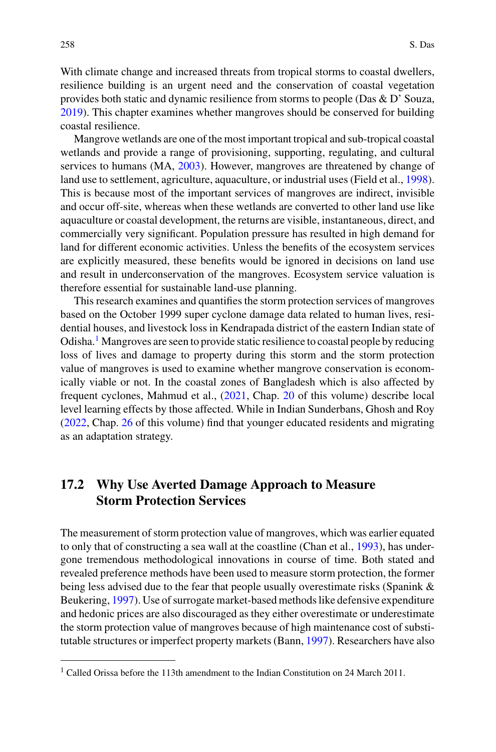With climate change and increased threats from tropical storms to coastal dwellers, resilience building is an urgent need and the conservation of coastal vegetation provides both static and dynamic resilience from storms to people (Das & D' Souza, 2019). This chapter examines whether mangroves should be conserved for building coastal resilience.

Mangrove wetlands are one of the most important tropical and sub-tropical coastal wetlands and provide a range of provisioning, supporting, regulating, and cultural services to humans (MA, 2003). However, mangroves are threatened by change of land use to settlement, agriculture, aquaculture, or industrial uses (Field et al., 1998). This is because most of the important services of mangroves are indirect, invisible and occur off-site, whereas when these wetlands are converted to other land use like aquaculture or coastal development, the returns are visible, instantaneous, direct, and commercially very significant. Population pressure has resulted in high demand for land for different economic activities. Unless the benefits of the ecosystem services are explicitly measured, these benefits would be ignored in decisions on land use and result in underconservation of the mangroves. Ecosystem service valuation is therefore essential for sustainable land-use planning.

This research examines and quantifies the storm protection services of mangroves based on the October 1999 super cyclone damage data related to human lives, residential houses, and livestock loss in Kendrapada district of the eastern Indian state of Odisha.[1] Mangroves are seen to provide static resilience to coastal people by reducing loss of lives and damage to property during this storm and the storm protection value of mangroves is used to examine whether mangrove conservation is economically viable or not. In the coastal zones of Bangladesh which is also affected by frequent cyclones, Mahmud et al., (2021, Chap. 20 of this volume) describe local level learning effects by those affected. While in Indian Sunderbans, Ghosh and Roy (2022, Chap. 26 of this volume) find that younger educated residents and migrating as an adaptation strategy.

## 17.2 Why Use Averted Damage Approach to Measure Storm Protection Services

The measurement of storm protection value of mangroves, which was earlier equated to only that of constructing a sea wall at the coastline (Chan et al., 1993), has undergone tremendous methodological innovations in course of time. Both stated and revealed preference methods have been used to measure storm protection, the former being less advised due to the fear that people usually overestimate risks (Spanink & Beukering, 1997). Use of surrogate market-based methods like defensive expenditure and hedonic prices are also discouraged as they either overestimate or underestimate the storm protection value of mangroves because of high maintenance cost of substitutable structures or imperfect property markets (Bann, 1997). Researchers have also

[1] Called Orissa before the 113th amendment to the Indian Constitution on 24 March 2011.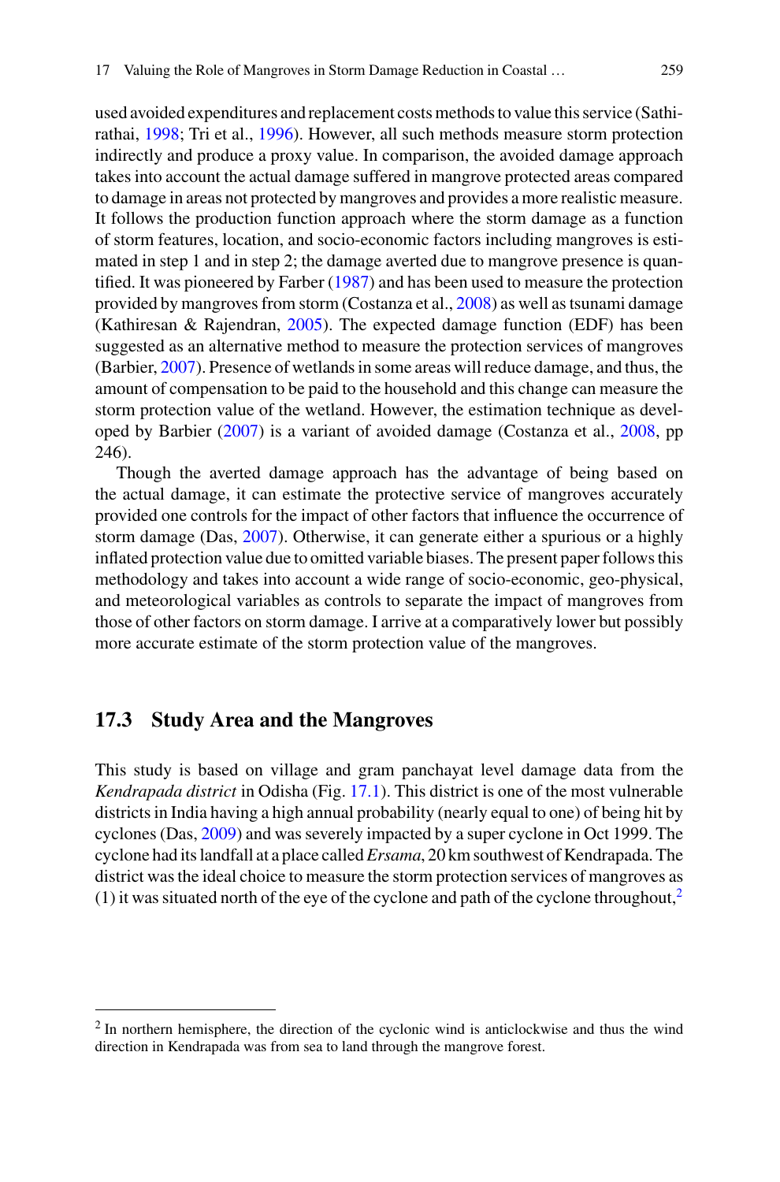used avoided expenditures and replacement costs methods to value this service (Sathirathai, 1998; Tri et al., 1996). However, all such methods measure storm protection indirectly and produce a proxy value. In comparison, the avoided damage approach takes into account the actual damage suffered in mangrove protected areas compared to damage in areas not protected by mangroves and provides a more realistic measure. It follows the production function approach where the storm damage as a function of storm features, location, and socio-economic factors including mangroves is estimated in step 1 and in step 2; the damage averted due to mangrove presence is quantified. It was pioneered by Farber (1987) and has been used to measure the protection provided by mangroves from storm (Costanza et al., 2008) as well as tsunami damage (Kathiresan & Rajendran, 2005). The expected damage function (EDF) has been suggested as an alternative method to measure the protection services of mangroves (Barbier, 2007). Presence of wetlands in some areas will reduce damage, and thus, the amount of compensation to be paid to the household and this change can measure the storm protection value of the wetland. However, the estimation technique as developed by Barbier (2007) is a variant of avoided damage (Costanza et al., 2008, pp 246).

Though the averted damage approach has the advantage of being based on the actual damage, it can estimate the protective service of mangroves accurately provided one controls for the impact of other factors that influence the occurrence of storm damage (Das, 2007). Otherwise, it can generate either a spurious or a highly inflated protection value due to omitted variable biases. The present paper follows this methodology and takes into account a wide range of socio-economic, geo-physical, and meteorological variables as controls to separate the impact of mangroves from those of other factors on storm damage. I arrive at a comparatively lower but possibly more accurate estimate of the storm protection value of the mangroves.

## 17.3 Study Area and the Mangroves

This study is based on village and gram panchayat level damage data from the *Kendrapada district* in Odisha (Fig. 17.1). This district is one of the most vulnerable districts in India having a high annual probability (nearly equal to one) of being hit by cyclones (Das, 2009) and was severely impacted by a super cyclone in Oct 1999. The cyclone had its landfall at a place called *Ersama*, 20 km southwest of Kendrapada. The district was the ideal choice to measure the storm protection services of mangroves as (1) it was situated north of the eye of the cyclone and path of the cyclone throughout,[2]

[2] In northern hemisphere, the direction of the cyclonic wind is anticlockwise and thus the wind direction in Kendrapada was from sea to land through the mangrove forest.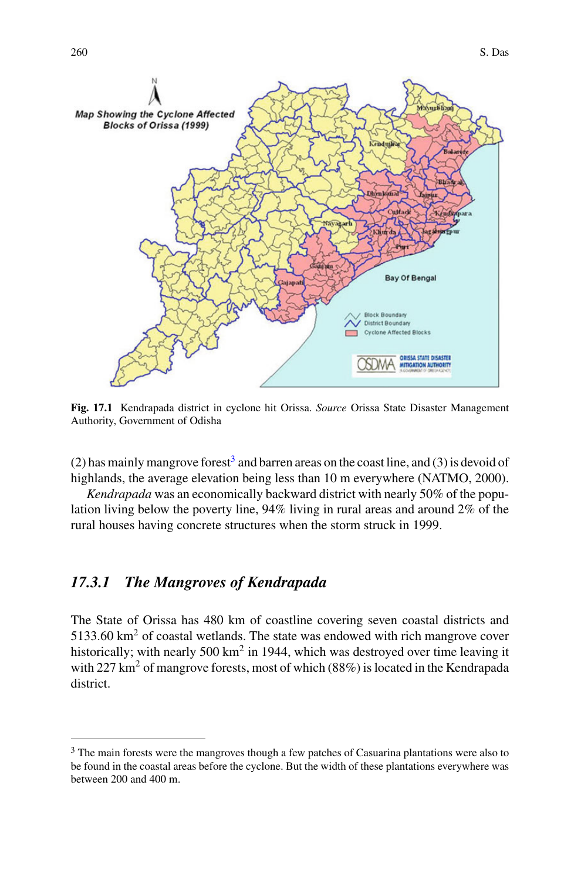Fig. 17.1 Kendrapada district in cyclone hit Orissa. *Source* Orissa State Disaster Management Authority, Government of Odisha

(2) has mainly mangrove forest[3] and barren areas on the coast line, and (3) is devoid of highlands, the average elevation being less than 10 m everywhere (NATMO, 2000).

*Kendrapada* was an economically backward district with nearly 50% of the population living below the poverty line, 94% living in rural areas and around 2% of the rural houses having concrete structures when the storm struck in 1999.

### *17.3.1 The Mangroves of Kendrapada*

The State of Orissa has 480 km of coastline covering seven coastal districts and 5133.60 km$^2$ of coastal wetlands. The state was endowed with rich mangrove cover historically; with nearly 500 km$^2$ in 1944, which was destroyed over time leaving it with 227 km$^2$ of mangrove forests, most of which (88%) is located in the Kendrapada district.

[3] The main forests were the mangroves though a few patches of Casuarina plantations were also to be found in the coastal areas before the cyclone. But the width of these plantations everywhere was between 200 and 400 m.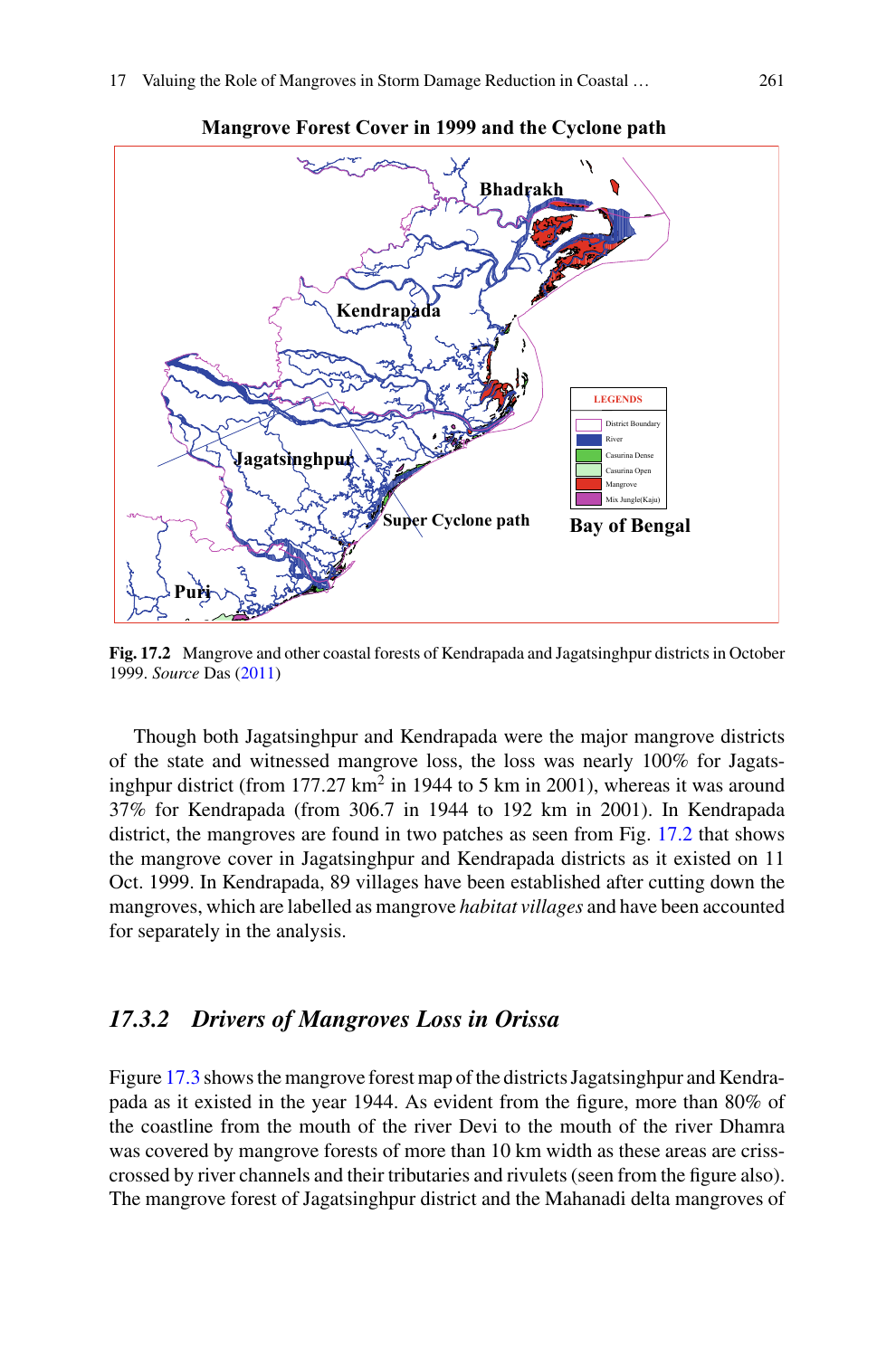**Mangrove Forest Cover in 1999 and the Cyclone path**

**Fig. 17.2** Mangrove and other coastal forests of Kendrapada and Jagatsinghpur districts in October 1999. *Source* Das (2011)

Though both Jagatsinghpur and Kendrapada were the major mangrove districts of the state and witnessed mangrove loss, the loss was nearly 100% for Jagatsinghpur district (from 177.27 km$^2$ in 1944 to 5 km in 2001), whereas it was around 37% for Kendrapada (from 306.7 in 1944 to 192 km in 2001). In Kendrapada district, the mangroves are found in two patches as seen from Fig. 17.2 that shows the mangrove cover in Jagatsinghpur and Kendrapada districts as it existed on 11 Oct. 1999. In Kendrapada, 89 villages have been established after cutting down the mangroves, which are labelled as mangrove *habitat villages* and have been accounted for separately in the analysis.

### *17.3.2 Drivers of Mangroves Loss in Orissa*

Figure 17.3 shows the mangrove forest map of the districts Jagatsinghpur and Kendrapada as it existed in the year 1944. As evident from the figure, more than 80% of the coastline from the mouth of the river Devi to the mouth of the river Dhamra was covered by mangrove forests of more than 10 km width as these areas are criss-crossed by river channels and their tributaries and rivulets (seen from the figure also). The mangrove forest of Jagatsinghpur district and the Mahanadi delta mangroves of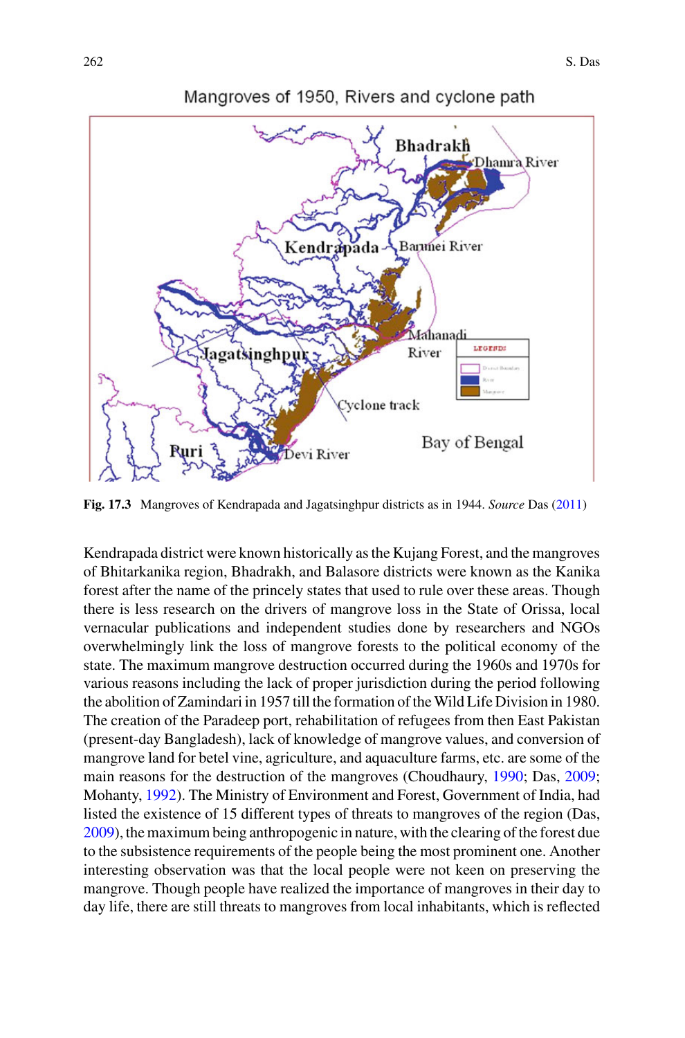Fig. 17.3 Mangroves of Kendrapada and Jagatsinghpur districts as in 1944. *Source* Das (2011)

Kendrapada district were known historically as the Kujang Forest, and the mangroves of Bhitarkanika region, Bhadrakh, and Balasore districts were known as the Kanika forest after the name of the princely states that used to rule over these areas. Though there is less research on the drivers of mangrove loss in the State of Orissa, local vernacular publications and independent studies done by researchers and NGOs overwhelmingly link the loss of mangrove forests to the political economy of the state. The maximum mangrove destruction occurred during the 1960s and 1970s for various reasons including the lack of proper jurisdiction during the period following the abolition of Zamindari in 1957 till the formation of the Wild Life Division in 1980. The creation of the Paradeep port, rehabilitation of refugees from then East Pakistan (present-day Bangladesh), lack of knowledge of mangrove values, and conversion of mangrove land for betel vine, agriculture, and aquaculture farms, etc. are some of the main reasons for the destruction of the mangroves (Choudhaury, 1990; Das, 2009; Mohanty, 1992). The Ministry of Environment and Forest, Government of India, had listed the existence of 15 different types of threats to mangroves of the region (Das, 2009), the maximum being anthropogenic in nature, with the clearing of the forest due to the subsistence requirements of the people being the most prominent one. Another interesting observation was that the local people were not keen on preserving the mangrove. Though people have realized the importance of mangroves in their day to day life, there are still threats to mangroves from local inhabitants, which is reflected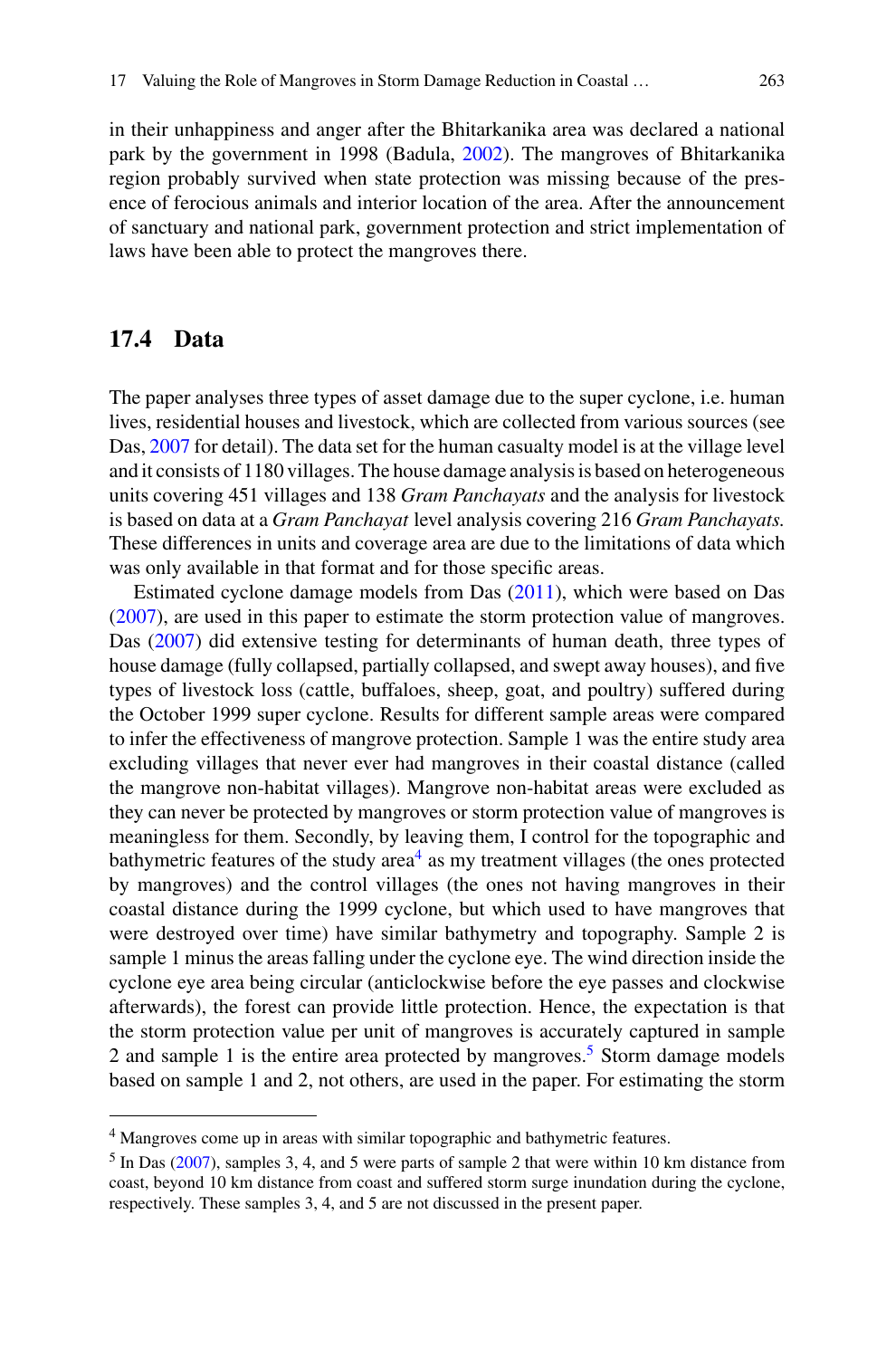in their unhappiness and anger after the Bhitarkanika area was declared a national park by the government in 1998 (Badula, 2002). The mangroves of Bhitarkanika region probably survived when state protection was missing because of the presence of ferocious animals and interior location of the area. After the announcement of sanctuary and national park, government protection and strict implementation of laws have been able to protect the mangroves there.

## 17.4 Data

The paper analyses three types of asset damage due to the super cyclone, i.e. human lives, residential houses and livestock, which are collected from various sources (see Das, 2007 for detail). The data set for the human casualty model is at the village level and it consists of 1180 villages. The house damage analysis is based on heterogeneous units covering 451 villages and 138 *Gram Panchayats* and the analysis for livestock is based on data at a *Gram Panchayat* level analysis covering 216 *Gram Panchayats.* These differences in units and coverage area are due to the limitations of data which was only available in that format and for those specific areas.

Estimated cyclone damage models from Das (2011), which were based on Das (2007), are used in this paper to estimate the storm protection value of mangroves. Das (2007) did extensive testing for determinants of human death, three types of house damage (fully collapsed, partially collapsed, and swept away houses), and five types of livestock loss (cattle, buffaloes, sheep, goat, and poultry) suffered during the October 1999 super cyclone. Results for different sample areas were compared to infer the effectiveness of mangrove protection. Sample 1 was the entire study area excluding villages that never ever had mangroves in their coastal distance (called the mangrove non-habitat villages). Mangrove non-habitat areas were excluded as they can never be protected by mangroves or storm protection value of mangroves is meaningless for them. Secondly, by leaving them, I control for the topographic and bathymetric features of the study area[4] as my treatment villages (the ones protected by mangroves) and the control villages (the ones not having mangroves in their coastal distance during the 1999 cyclone, but which used to have mangroves that were destroyed over time) have similar bathymetry and topography. Sample 2 is sample 1 minus the areas falling under the cyclone eye. The wind direction inside the cyclone eye area being circular (anticlockwise before the eye passes and clockwise afterwards), the forest can provide little protection. Hence, the expectation is that the storm protection value per unit of mangroves is accurately captured in sample 2 and sample 1 is the entire area protected by mangroves.[5] Storm damage models based on sample 1 and 2, not others, are used in the paper. For estimating the storm

---

[4] Mangroves come up in areas with similar topographic and bathymetric features.

[5] In Das (2007), samples 3, 4, and 5 were parts of sample 2 that were within 10 km distance from coast, beyond 10 km distance from coast and suffered storm surge inundation during the cyclone, respectively. These samples 3, 4, and 5 are not discussed in the present paper.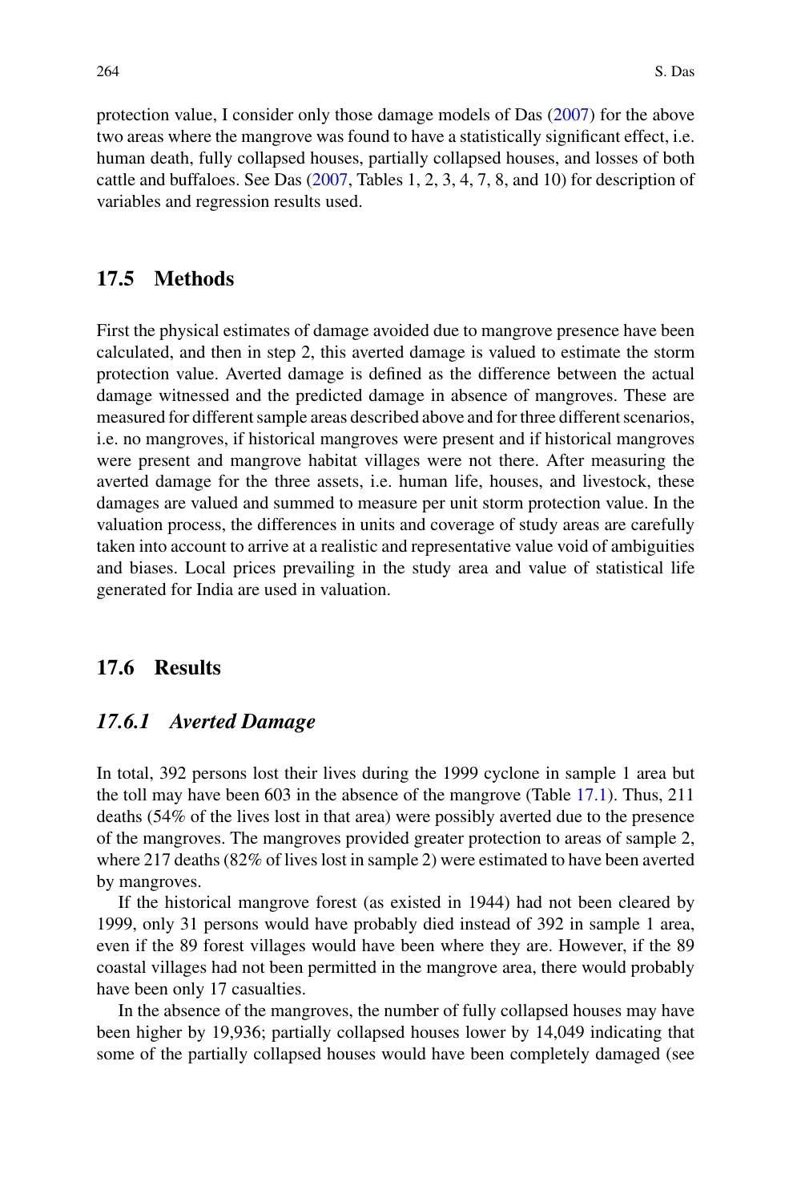protection value, I consider only those damage models of Das (2007) for the above two areas where the mangrove was found to have a statistically significant effect, i.e. human death, fully collapsed houses, partially collapsed houses, and losses of both cattle and buffaloes. See Das (2007, Tables 1, 2, 3, 4, 7, 8, and 10) for description of variables and regression results used.

## 17.5 Methods

First the physical estimates of damage avoided due to mangrove presence have been calculated, and then in step 2, this averted damage is valued to estimate the storm protection value. Averted damage is defined as the difference between the actual damage witnessed and the predicted damage in absence of mangroves. These are measured for different sample areas described above and for three different scenarios, i.e. no mangroves, if historical mangroves were present and if historical mangroves were present and mangrove habitat villages were not there. After measuring the averted damage for the three assets, i.e. human life, houses, and livestock, these damages are valued and summed to measure per unit storm protection value. In the valuation process, the differences in units and coverage of study areas are carefully taken into account to arrive at a realistic and representative value void of ambiguities and biases. Local prices prevailing in the study area and value of statistical life generated for India are used in valuation.

## 17.6 Results

### *17.6.1 Averted Damage*

In total, 392 persons lost their lives during the 1999 cyclone in sample 1 area but the toll may have been 603 in the absence of the mangrove (Table 17.1). Thus, 211 deaths (54% of the lives lost in that area) were possibly averted due to the presence of the mangroves. The mangroves provided greater protection to areas of sample 2, where 217 deaths (82% of lives lost in sample 2) were estimated to have been averted by mangroves.

If the historical mangrove forest (as existed in 1944) had not been cleared by 1999, only 31 persons would have probably died instead of 392 in sample 1 area, even if the 89 forest villages would have been where they are. However, if the 89 coastal villages had not been permitted in the mangrove area, there would probably have been only 17 casualties.

In the absence of the mangroves, the number of fully collapsed houses may have been higher by 19,936; partially collapsed houses lower by 14,049 indicating that some of the partially collapsed houses would have been completely damaged (see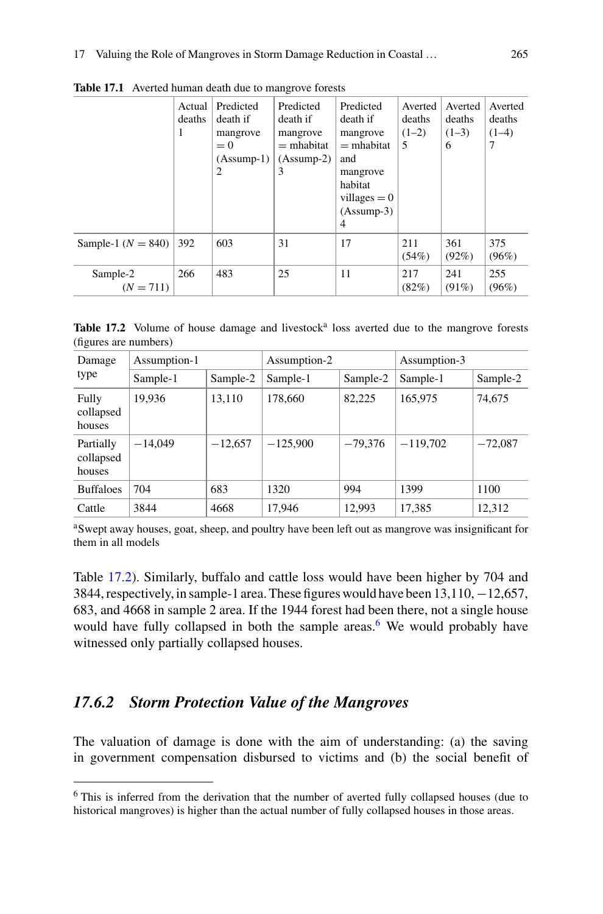**Table 17.1** Averted human death due to mangrove forests

| | Actual deaths 1 | Predicted death if mangrove = 0 (Assump-1) 2 | Predicted death if mangrove = mhabitat (Assump-2) 3 | Predicted death if mangrove = mhabitat and mangrove habitat villages = 0 (Assump-3) 4 | Averted deaths (1–2) 5 | Averted deaths (1–3) 6 | Averted deaths (1–4) 7 |
|---|---|---|---|---|---|---|---|
| Sample-1 ($N = 840$) | 392 | 603 | 31 | 17 | 211 (54%) | 361 (92%) | 375 (96%) |
| Sample-2 ($N = 711$) | 266 | 483 | 25 | 11 | 217 (82%) | 241 (91%) | 255 (96%) |

**Table 17.2** Volume of house damage and livestock[a] loss averted due to the mangrove forests (figures are numbers)

| Damage type | Assumption-1 | | Assumption-2 | | Assumption-3 | |
|---|---|---|---|---|---|---|
| | Sample-1 | Sample-2 | Sample-1 | Sample-2 | Sample-1 | Sample-2 |
| Fully collapsed houses | 19,936 | 13,110 | 178,660 | 82,225 | 165,975 | 74,675 |
| Partially collapsed houses | −14,049 | −12,657 | −125,900 | −79,376 | −119,702 | −72,087 |
| Buffaloes | 704 | 683 | 1320 | 994 | 1399 | 1100 |
| Cattle | 3844 | 4668 | 17,946 | 12,993 | 17,385 | 12,312 |

[a]Swept away houses, goat, sheep, and poultry have been left out as mangrove was insignificant for them in all models

Table 17.2). Similarly, buffalo and cattle loss would have been higher by 704 and 3844, respectively, in sample-1 area. These figures would have been 13,110, −12,657, 683, and 4668 in sample 2 area. If the 1944 forest had been there, not a single house would have fully collapsed in both the sample areas.[6] We would probably have witnessed only partially collapsed houses.

### *17.6.2 Storm Protection Value of the Mangroves*

The valuation of damage is done with the aim of understanding: (a) the saving in government compensation disbursed to victims and (b) the social benefit of

[6] This is inferred from the derivation that the number of averted fully collapsed houses (due to historical mangroves) is higher than the actual number of fully collapsed houses in those areas.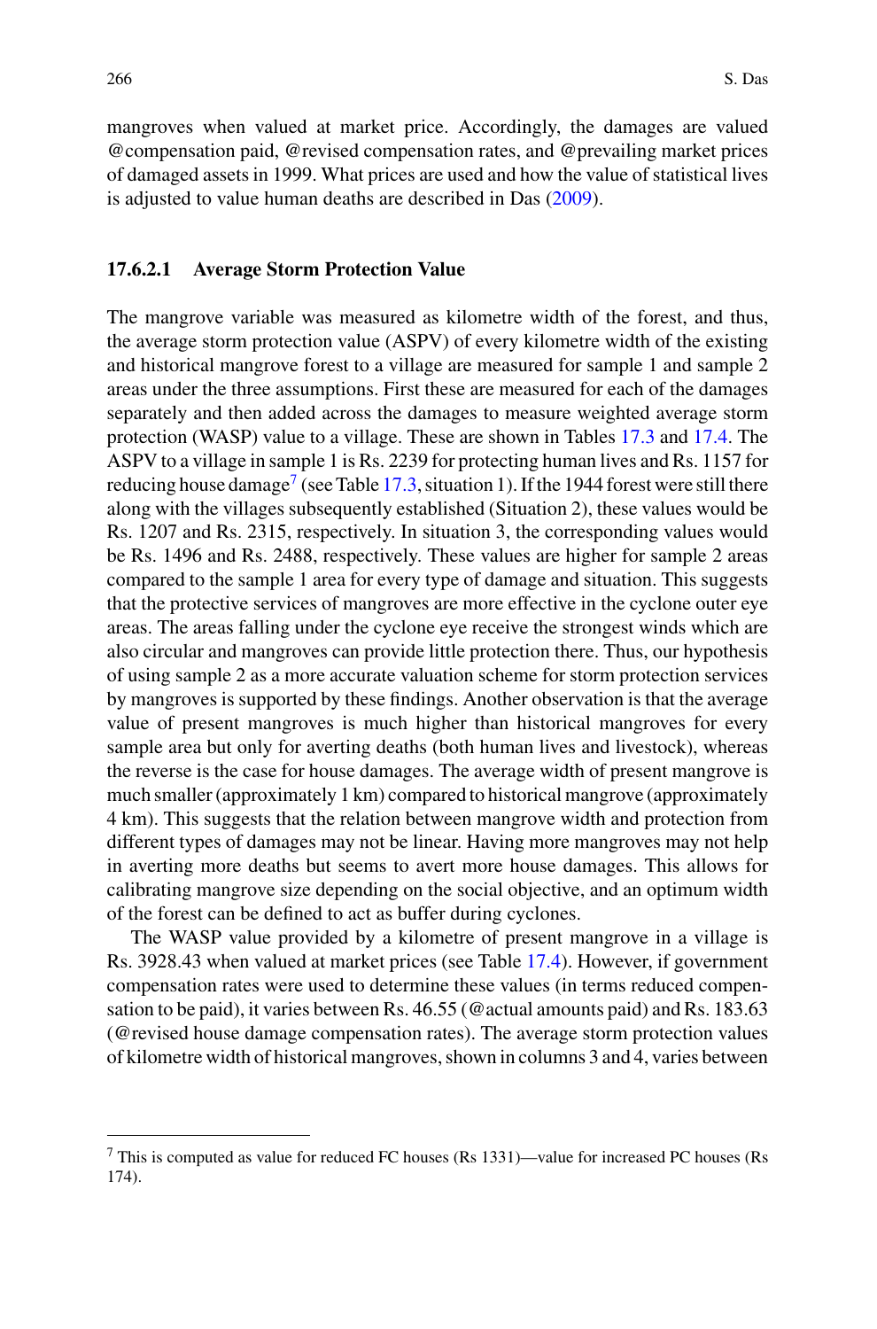mangroves when valued at market price. Accordingly, the damages are valued @compensation paid, @revised compensation rates, and @prevailing market prices of damaged assets in 1999. What prices are used and how the value of statistical lives is adjusted to value human deaths are described in Das (2009).

#### 17.6.2.1 Average Storm Protection Value

The mangrove variable was measured as kilometre width of the forest, and thus, the average storm protection value (ASPV) of every kilometre width of the existing and historical mangrove forest to a village are measured for sample 1 and sample 2 areas under the three assumptions. First these are measured for each of the damages separately and then added across the damages to measure weighted average storm protection (WASP) value to a village. These are shown in Tables 17.3 and 17.4. The ASPV to a village in sample 1 is Rs. 2239 for protecting human lives and Rs. 1157 for reducing house damage[7] (see Table 17.3, situation 1). If the 1944 forest were still there along with the villages subsequently established (Situation 2), these values would be Rs. 1207 and Rs. 2315, respectively. In situation 3, the corresponding values would be Rs. 1496 and Rs. 2488, respectively. These values are higher for sample 2 areas compared to the sample 1 area for every type of damage and situation. This suggests that the protective services of mangroves are more effective in the cyclone outer eye areas. The areas falling under the cyclone eye receive the strongest winds which are also circular and mangroves can provide little protection there. Thus, our hypothesis of using sample 2 as a more accurate valuation scheme for storm protection services by mangroves is supported by these findings. Another observation is that the average value of present mangroves is much higher than historical mangroves for every sample area but only for averting deaths (both human lives and livestock), whereas the reverse is the case for house damages. The average width of present mangrove is much smaller (approximately 1 km) compared to historical mangrove (approximately 4 km). This suggests that the relation between mangrove width and protection from different types of damages may not be linear. Having more mangroves may not help in averting more deaths but seems to avert more house damages. This allows for calibrating mangrove size depending on the social objective, and an optimum width of the forest can be defined to act as buffer during cyclones.

The WASP value provided by a kilometre of present mangrove in a village is Rs. 3928.43 when valued at market prices (see Table 17.4). However, if government compensation rates were used to determine these values (in terms reduced compensation to be paid), it varies between Rs. 46.55 (@actual amounts paid) and Rs. 183.63 (@revised house damage compensation rates). The average storm protection values of kilometre width of historical mangroves, shown in columns 3 and 4, varies between

[7] This is computed as value for reduced FC houses (Rs 1331)—value for increased PC houses (Rs 174).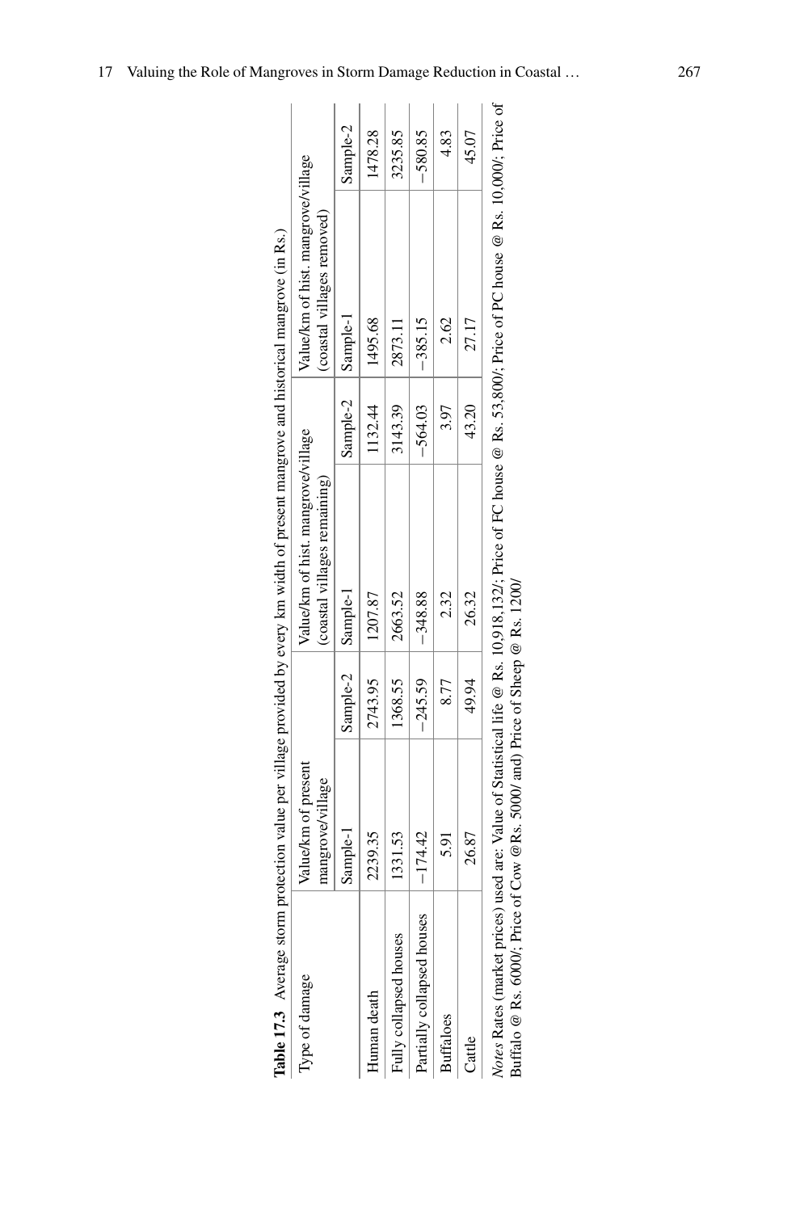**Table 17.3** Average storm protection value per village provided by every km width of present mangrove and historical mangrove (in Rs.)

| Type of damage | Value/km of present mangrove/village | | Value/km of hist. mangrove/village (coastal villages remaining) | | Value/km of hist. mangrove/village (coastal villages removed) | |
|---|---|---|---|---|---|---|
| | Sample-1 | Sample-2 | Sample-1 | Sample-2 | Sample-1 | Sample-2 |
| Human death | 2239.35 | 2743.95 | 1207.87 | 1132.44 | 1495.68 | 1478.28 |
| Fully collapsed houses | 1331.53 | 1368.55 | 2663.52 | 3143.39 | 2873.11 | 3235.85 |
| Partially collapsed houses | −174.42 | −245.59 | −348.88 | −564.03 | −385.15 | −580.85 |
| Buffaloes | 5.91 | 8.77 | 2.32 | 3.97 | 2.62 | 4.83 |
| Cattle | 26.87 | 49.94 | 26.32 | 43.20 | 27.17 | 45.07 |

*Notes* Rates (market prices) used are: Value of Statistical life @ Rs. 10,918,132/; Price of FC house @ Rs. 53,800/; Price of PC house @ Rs. 10,000/; Price of Buffalo @ Rs. 6000/; Price of Cow @Rs. 5000/ and) Price of Sheep @ Rs. 1200/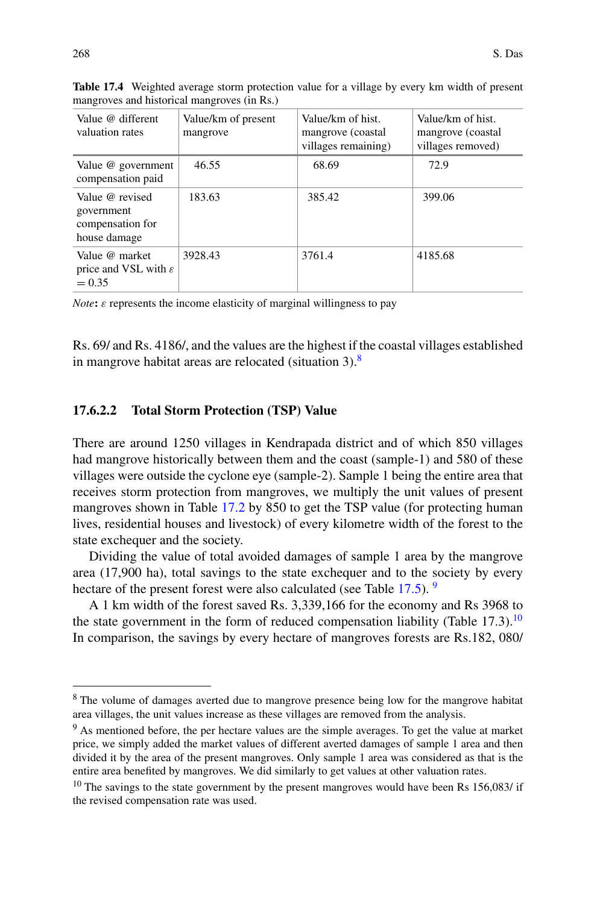**Table 17.4** Weighted average storm protection value for a village by every km width of present mangroves and historical mangroves (in Rs.)

| Value @ different valuation rates | Value/km of present mangrove | Value/km of hist. mangrove (coastal villages remaining) | Value/km of hist. mangrove (coastal villages removed) |
|---|---|---|---|
| Value @ government compensation paid | 46.55 | 68.69 | 72.9 |
| Value @ revised government compensation for house damage | 183.63 | 385.42 | 399.06 |
| Value @ market price and VSL with $\varepsilon = 0.35$ | 3928.43 | 3761.4 | 4185.68 |

*Note*: $\varepsilon$ represents the income elasticity of marginal willingness to pay

Rs. 69/ and Rs. 4186/, and the values are the highest if the coastal villages established in mangrove habitat areas are relocated (situation 3).[8]

#### 17.6.2.2 Total Storm Protection (TSP) Value

There are around 1250 villages in Kendrapada district and of which 850 villages had mangrove historically between them and the coast (sample-1) and 580 of these villages were outside the cyclone eye (sample-2). Sample 1 being the entire area that receives storm protection from mangroves, we multiply the unit values of present mangroves shown in Table 17.2 by 850 to get the TSP value (for protecting human lives, residential houses and livestock) of every kilometre width of the forest to the state exchequer and the society.

Dividing the value of total avoided damages of sample 1 area by the mangrove area (17,900 ha), total savings to the state exchequer and to the society by every hectare of the present forest were also calculated (see Table 17.5).[9]

A 1 km width of the forest saved Rs. 3,339,166 for the economy and Rs 3968 to the state government in the form of reduced compensation liability (Table 17.3).[10] In comparison, the savings by every hectare of mangroves forests are Rs.182, 080/

[8] The volume of damages averted due to mangrove presence being low for the mangrove habitat area villages, the unit values increase as these villages are removed from the analysis.

[9] As mentioned before, the per hectare values are the simple averages. To get the value at market price, we simply added the market values of different averted damages of sample 1 area and then divided it by the area of the present mangroves. Only sample 1 area was considered as that is the entire area benefited by mangroves. We did similarly to get values at other valuation rates.

[10] The savings to the state government by the present mangroves would have been Rs 156,083/ if the revised compensation rate was used.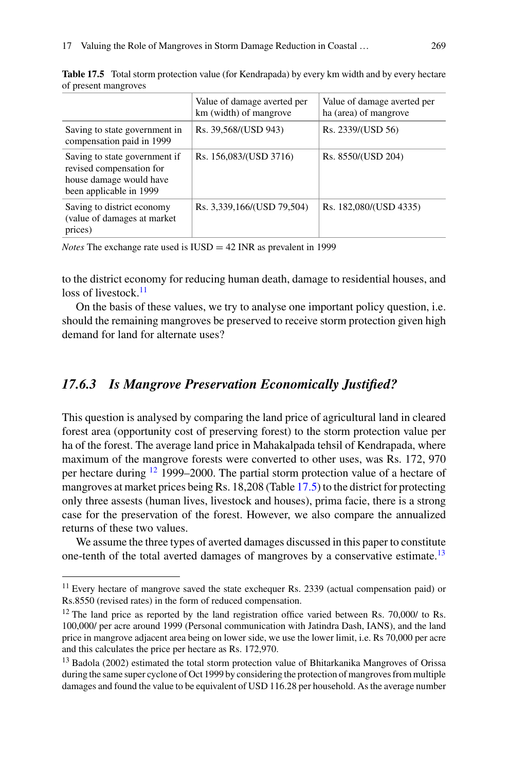**Table 17.5** Total storm protection value (for Kendrapada) by every km width and by every hectare of present mangroves

| | Value of damage averted per km (width) of mangrove | Value of damage averted per ha (area) of mangrove |
|---|---|---|
| Saving to state government in compensation paid in 1999 | Rs. 39,568/(USD 943) | Rs. 2339/(USD 56) |
| Saving to state government if revised compensation for house damage would have been applicable in 1999 | Rs. 156,083/(USD 3716) | Rs. 8550/(USD 204) |
| Saving to district economy (value of damages at market prices) | Rs. 3,339,166/(USD 79,504) | Rs. 182,080/(USD 4335) |

*Notes* The exchange rate used is IUSD = 42 INR as prevalent in 1999

to the district economy for reducing human death, damage to residential houses, and loss of livestock.[11]

On the basis of these values, we try to analyse one important policy question, i.e. should the remaining mangroves be preserved to receive storm protection given high demand for land for alternate uses?

### *17.6.3 Is Mangrove Preservation Economically Justified?*

This question is analysed by comparing the land price of agricultural land in cleared forest area (opportunity cost of preserving forest) to the storm protection value per ha of the forest. The average land price in Mahakalpada tehsil of Kendrapada, where maximum of the mangrove forests were converted to other uses, was Rs. 172, 970 per hectare during [12] 1999–2000. The partial storm protection value of a hectare of mangroves at market prices being Rs. 18,208 (Table 17.5) to the district for protecting only three assests (human lives, livestock and houses), prima facie, there is a strong case for the preservation of the forest. However, we also compare the annualized returns of these two values.

We assume the three types of averted damages discussed in this paper to constitute one-tenth of the total averted damages of mangroves by a conservative estimate.[13]

[11] Every hectare of mangrove saved the state exchequer Rs. 2339 (actual compensation paid) or Rs.8550 (revised rates) in the form of reduced compensation.

[12] The land price as reported by the land registration office varied between Rs. 70,000/ to Rs. 100,000/ per acre around 1999 (Personal communication with Jatindra Dash, IANS), and the land price in mangrove adjacent area being on lower side, we use the lower limit, i.e. Rs 70,000 per acre and this calculates the price per hectare as Rs. 172,970.

[13] Badola (2002) estimated the total storm protection value of Bhitarkanika Mangroves of Orissa during the same super cyclone of Oct 1999 by considering the protection of mangroves from multiple damages and found the value to be equivalent of USD 116.28 per household. As the average number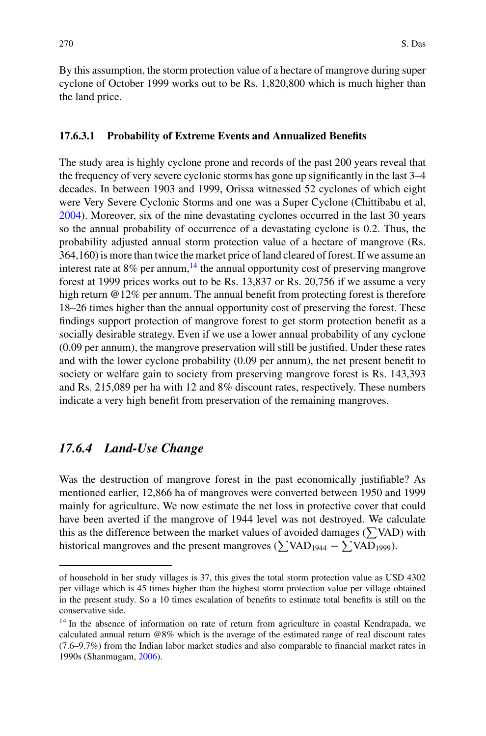By this assumption, the storm protection value of a hectare of mangrove during super cyclone of October 1999 works out to be Rs. 1,820,800 which is much higher than the land price.

#### 17.6.3.1 Probability of Extreme Events and Annualized Benefits

The study area is highly cyclone prone and records of the past 200 years reveal that the frequency of very severe cyclonic storms has gone up significantly in the last 3–4 decades. In between 1903 and 1999, Orissa witnessed 52 cyclones of which eight were Very Severe Cyclonic Storms and one was a Super Cyclone (Chittibabu et al, 2004). Moreover, six of the nine devastating cyclones occurred in the last 30 years so the annual probability of occurrence of a devastating cyclone is 0.2. Thus, the probability adjusted annual storm protection value of a hectare of mangrove (Rs. 364,160) is more than twice the market price of land cleared of forest. If we assume an interest rate at 8% per annum,[14] the annual opportunity cost of preserving mangrove forest at 1999 prices works out to be Rs. 13,837 or Rs. 20,756 if we assume a very high return @12% per annum. The annual benefit from protecting forest is therefore 18–26 times higher than the annual opportunity cost of preserving the forest. These findings support protection of mangrove forest to get storm protection benefit as a socially desirable strategy. Even if we use a lower annual probability of any cyclone (0.09 per annum), the mangrove preservation will still be justified. Under these rates and with the lower cyclone probability (0.09 per annum), the net present benefit to society or welfare gain to society from preserving mangrove forest is Rs. 143,393 and Rs. 215,089 per ha with 12 and 8% discount rates, respectively. These numbers indicate a very high benefit from preservation of the remaining mangroves.

### *17.6.4 Land-Use Change*

Was the destruction of mangrove forest in the past economically justifiable? As mentioned earlier, 12,866 ha of mangroves were converted between 1950 and 1999 mainly for agriculture. We now estimate the net loss in protective cover that could have been averted if the mangrove of 1944 level was not destroyed. We calculate this as the difference between the market values of avoided damages ($\sum$VAD) with historical mangroves and the present mangroves ($\sum \text{VAD}_{1944} - \sum \text{VAD}_{1999}$).

---

of household in her study villages is 37, this gives the total storm protection value as USD 4302 per village which is 45 times higher than the highest storm protection value per village obtained in the present study. So a 10 times escalation of benefits to estimate total benefits is still on the conservative side.

[14] In the absence of information on rate of return from agriculture in coastal Kendrapada, we calculated annual return @8% which is the average of the estimated range of real discount rates (7.6–9.7%) from the Indian labor market studies and also comparable to financial market rates in 1990s (Shanmugam, 2006).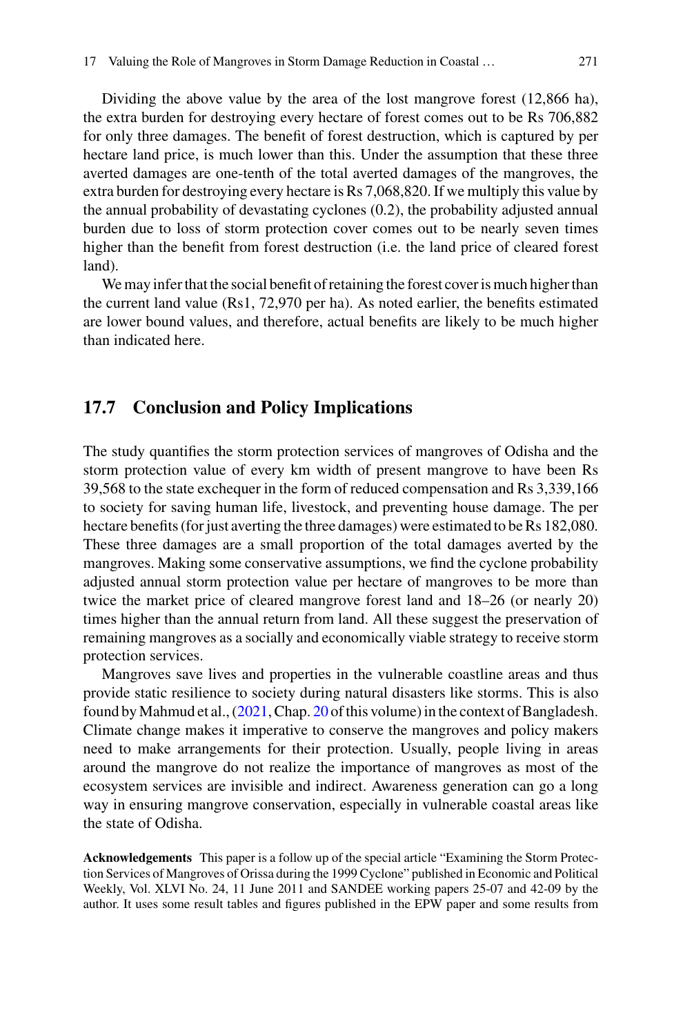Dividing the above value by the area of the lost mangrove forest (12,866 ha), the extra burden for destroying every hectare of forest comes out to be Rs 706,882 for only three damages. The benefit of forest destruction, which is captured by per hectare land price, is much lower than this. Under the assumption that these three averted damages are one-tenth of the total averted damages of the mangroves, the extra burden for destroying every hectare is Rs 7,068,820. If we multiply this value by the annual probability of devastating cyclones (0.2), the probability adjusted annual burden due to loss of storm protection cover comes out to be nearly seven times higher than the benefit from forest destruction (i.e. the land price of cleared forest land).

We may infer that the social benefit of retaining the forest cover is much higher than the current land value (Rs1, 72,970 per ha). As noted earlier, the benefits estimated are lower bound values, and therefore, actual benefits are likely to be much higher than indicated here.

## 17.7 Conclusion and Policy Implications

The study quantifies the storm protection services of mangroves of Odisha and the storm protection value of every km width of present mangrove to have been Rs 39,568 to the state exchequer in the form of reduced compensation and Rs 3,339,166 to society for saving human life, livestock, and preventing house damage. The per hectare benefits (for just averting the three damages) were estimated to be Rs 182,080. These three damages are a small proportion of the total damages averted by the mangroves. Making some conservative assumptions, we find the cyclone probability adjusted annual storm protection value per hectare of mangroves to be more than twice the market price of cleared mangrove forest land and 18–26 (or nearly 20) times higher than the annual return from land. All these suggest the preservation of remaining mangroves as a socially and economically viable strategy to receive storm protection services.

Mangroves save lives and properties in the vulnerable coastline areas and thus provide static resilience to society during natural disasters like storms. This is also found by Mahmud et al., (2021, Chap. 20 of this volume) in the context of Bangladesh. Climate change makes it imperative to conserve the mangroves and policy makers need to make arrangements for their protection. Usually, people living in areas around the mangrove do not realize the importance of mangroves as most of the ecosystem services are invisible and indirect. Awareness generation can go a long way in ensuring mangrove conservation, especially in vulnerable coastal areas like the state of Odisha.

**Acknowledgements** This paper is a follow up of the special article "Examining the Storm Protection Services of Mangroves of Orissa during the 1999 Cyclone" published in Economic and Political Weekly, Vol. XLVI No. 24, 11 June 2011 and SANDEE working papers 25-07 and 42-09 by the author. It uses some result tables and figures published in the EPW paper and some results from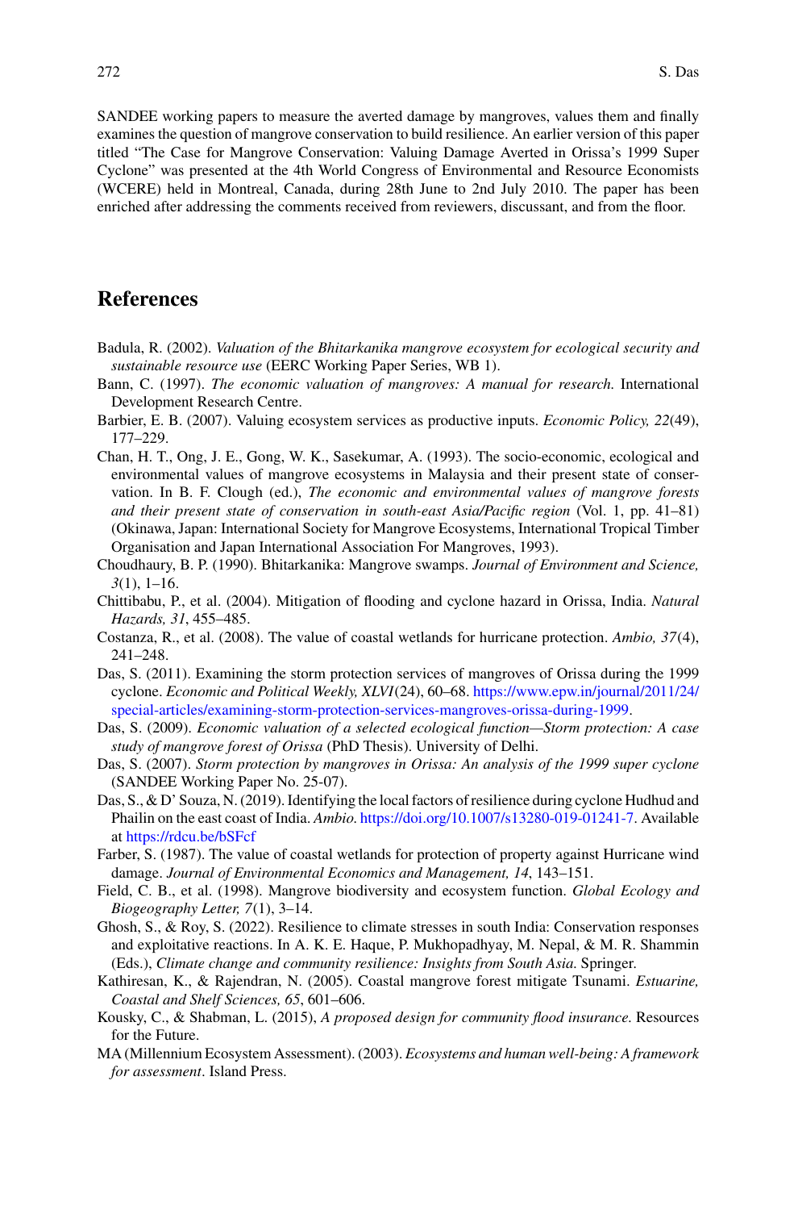SANDEE working papers to measure the averted damage by mangroves, values them and finally examines the question of mangrove conservation to build resilience. An earlier version of this paper titled "The Case for Mangrove Conservation: Valuing Damage Averted in Orissa's 1999 Super Cyclone" was presented at the 4th World Congress of Environmental and Resource Economists (WCERE) held in Montreal, Canada, during 28th June to 2nd July 2010. The paper has been enriched after addressing the comments received from reviewers, discussant, and from the floor.

## References

Badula, R. (2002). *Valuation of the Bhitarkanika mangrove ecosystem for ecological security and sustainable resource use* (EERC Working Paper Series, WB 1).

Bann, C. (1997). *The economic valuation of mangroves: A manual for research.* International Development Research Centre.

Barbier, E. B. (2007). Valuing ecosystem services as productive inputs. *Economic Policy, 22*(49), 177–229.

Chan, H. T., Ong, J. E., Gong, W. K., Sasekumar, A. (1993). The socio-economic, ecological and environmental values of mangrove ecosystems in Malaysia and their present state of conservation. In B. F. Clough (ed.), *The economic and environmental values of mangrove forests and their present state of conservation in south-east Asia/Pacific region* (Vol. 1, pp. 41–81) (Okinawa, Japan: International Society for Mangrove Ecosystems, International Tropical Timber Organisation and Japan International Association For Mangroves, 1993).

Choudhaury, B. P. (1990). Bhitarkanika: Mangrove swamps. *Journal of Environment and Science, 3*(1), 1–16.

Chittibabu, P., et al. (2004). Mitigation of flooding and cyclone hazard in Orissa, India. *Natural Hazards, 31*, 455–485.

Costanza, R., et al. (2008). The value of coastal wetlands for hurricane protection. *Ambio, 37*(4), 241–248.

Das, S. (2011). Examining the storm protection services of mangroves of Orissa during the 1999 cyclone. *Economic and Political Weekly, XLVI*(24), 60–68. https://www.epw.in/journal/2011/24/special-articles/examining-storm-protection-services-mangroves-orissa-during-1999.

Das, S. (2009). *Economic valuation of a selected ecological function—Storm protection: A case study of mangrove forest of Orissa* (PhD Thesis). University of Delhi.

Das, S. (2007). *Storm protection by mangroves in Orissa: An analysis of the 1999 super cyclone* (SANDEE Working Paper No. 25-07).

Das, S., & D' Souza, N. (2019). Identifying the local factors of resilience during cyclone Hudhud and Phailin on the east coast of India. *Ambio.* https://doi.org/10.1007/s13280-019-01241-7. Available at https://rdcu.be/bSFcf

Farber, S. (1987). The value of coastal wetlands for protection of property against Hurricane wind damage. *Journal of Environmental Economics and Management, 14*, 143–151.

Field, C. B., et al. (1998). Mangrove biodiversity and ecosystem function. *Global Ecology and Biogeography Letter, 7*(1), 3–14.

Ghosh, S., & Roy, S. (2022). Resilience to climate stresses in south India: Conservation responses and exploitative reactions. In A. K. E. Haque, P. Mukhopadhyay, M. Nepal, & M. R. Shammin (Eds.), *Climate change and community resilience: Insights from South Asia.* Springer.

Kathiresan, K., & Rajendran, N. (2005). Coastal mangrove forest mitigate Tsunami. *Estuarine, Coastal and Shelf Sciences, 65*, 601–606.

Kousky, C., & Shabman, L. (2015), *A proposed design for community flood insurance.* Resources for the Future.

MA (Millennium Ecosystem Assessment). (2003). *Ecosystems and human well-being: A framework for assessment*. Island Press.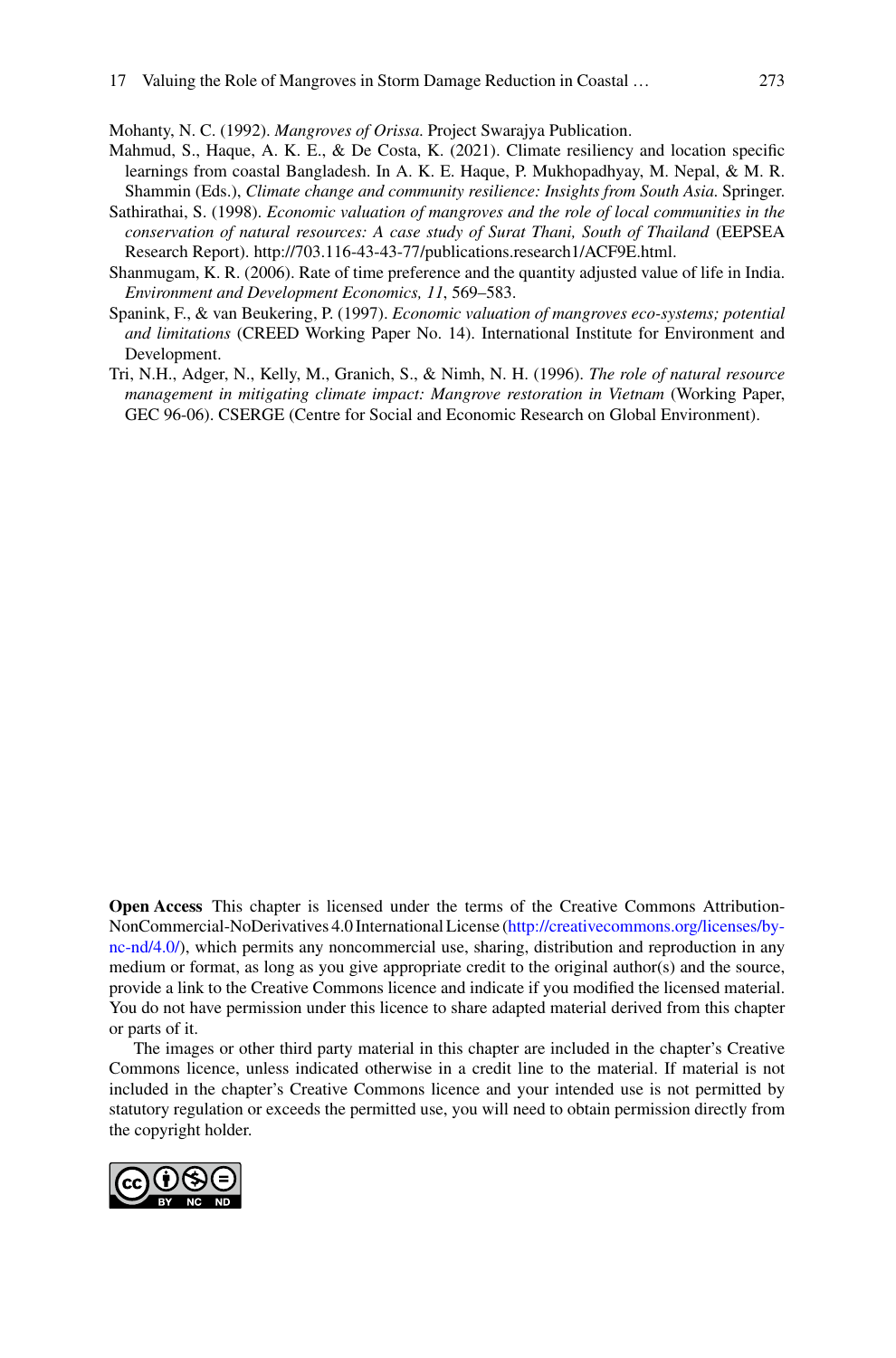Mohanty, N. C. (1992). *Mangroves of Orissa*. Project Swarajya Publication.

Mahmud, S., Haque, A. K. E., & De Costa, K. (2021). Climate resiliency and location specific learnings from coastal Bangladesh. In A. K. E. Haque, P. Mukhopadhyay, M. Nepal, & M. R. Shammin (Eds.), *Climate change and community resilience: Insights from South Asia*. Springer.

Sathirathai, S. (1998). *Economic valuation of mangroves and the role of local communities in the conservation of natural resources: A case study of Surat Thani, South of Thailand* (EEPSEA Research Report). http://703.116-43-43-77/publications.research1/ACF9E.html.

Shanmugam, K. R. (2006). Rate of time preference and the quantity adjusted value of life in India. *Environment and Development Economics, 11*, 569–583.

Spanink, F., & van Beukering, P. (1997). *Economic valuation of mangroves eco-systems; potential and limitations* (CREED Working Paper No. 14). International Institute for Environment and Development.

Tri, N.H., Adger, N., Kelly, M., Granich, S., & Nimh, N. H. (1996). *The role of natural resource management in mitigating climate impact: Mangrove restoration in Vietnam* (Working Paper, GEC 96-06). CSERGE (Centre for Social and Economic Research on Global Environment).

**Open Access** This chapter is licensed under the terms of the Creative Commons Attribution-NonCommercial-NoDerivatives 4.0 International License (http://creativecommons.org/licenses/by-nc-nd/4.0/), which permits any noncommercial use, sharing, distribution and reproduction in any medium or format, as long as you give appropriate credit to the original author(s) and the source, provide a link to the Creative Commons licence and indicate if you modified the licensed material. You do not have permission under this licence to share adapted material derived from this chapter or parts of it.

The images or other third party material in this chapter are included in the chapter's Creative Commons licence, unless indicated otherwise in a credit line to the material. If material is not included in the chapter's Creative Commons licence and your intended use is not permitted by statutory regulation or exceeds the permitted use, you will need to obtain permission directly from the copyright holder.